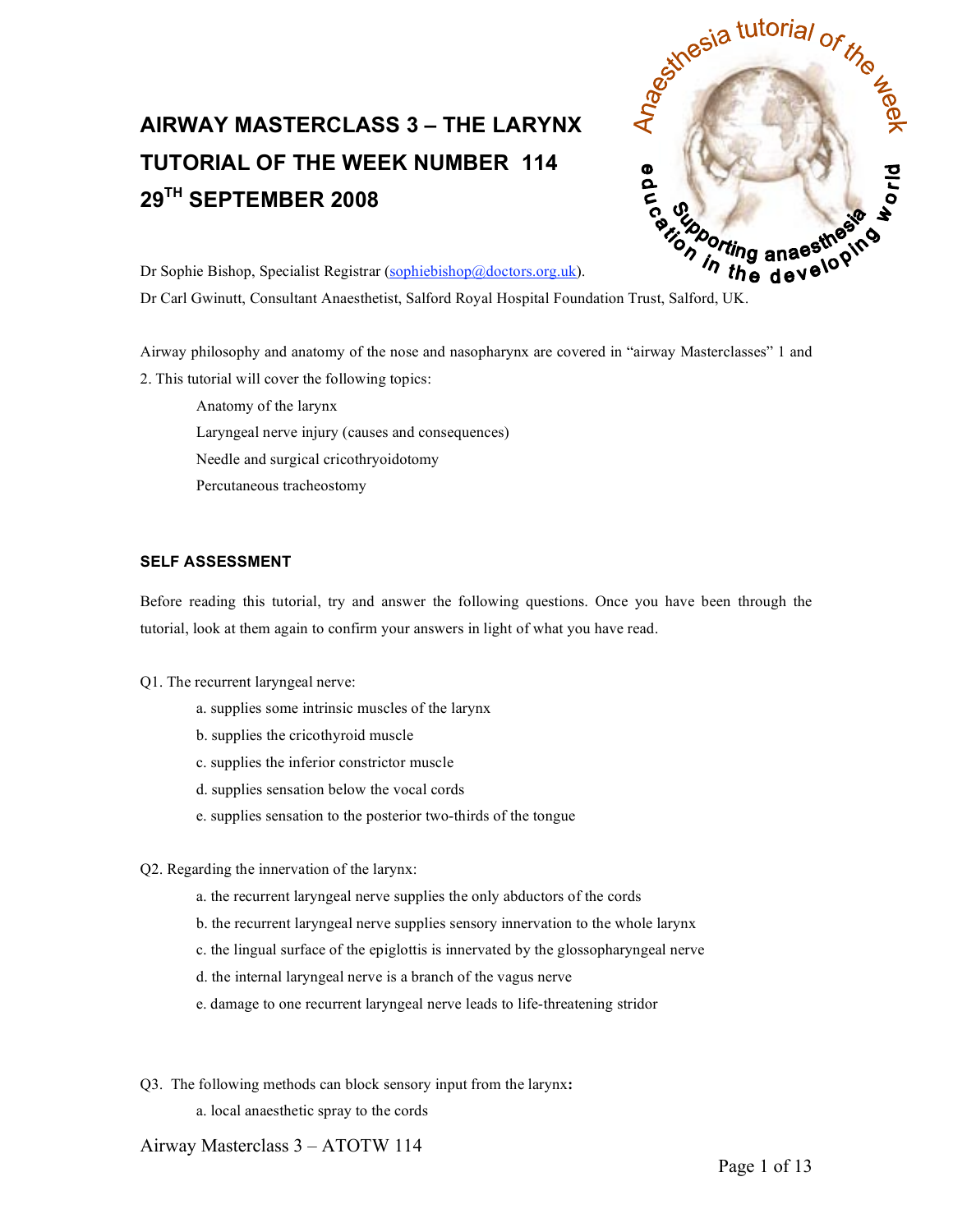# AIRWAY MASTERCLASS 3 – THE LARYNX

## TUTORIAL OF THE WEEK NUMBER 114

## 29TH SEPTEMBER 2008

Dr Sophie Bishop, Specialist Registrar (sophiebishop@doctors.org.uk).

Dr Carl Gwinutt, Consultant Anaesthetist, Salford Royal Hospital Foundation Trust, Salford, UK.

Airway philosophy and anatomy of the nose and nasopharynx are covered in "airway Masterclasses" 1 and 2. This tutorial will cover the following topics:

- Anatomy of the larynx
- Laryngeal nerve injury (causes and consequences)
- Needle and surgical cricothryoidotomy
- Percutaneous tracheostomy

### SELF ASSESSMENT

Before reading this tutorial, try and answer the following questions. Once you have been through the tutorial, look at them again to confirm your answers in light of what you have read.

Q1. The recurrent laryngeal nerve:

- a. supplies some intrinsic muscles of the larynx
- b. supplies the cricothyroid muscle
- c. supplies the inferior constrictor muscle
- d. supplies sensation below the vocal cords
- e. supplies sensation to the posterior two-thirds of the tongue

Q2. Regarding the innervation of the larynx:

- a. the recurrent laryngeal nerve supplies the only abductors of the cords
- b. the recurrent laryngeal nerve supplies sensory innervation to the whole larynx
- c. the lingual surface of the epiglottis is innervated by the glossopharyngeal nerve
- d. the internal laryngeal nerve is a branch of the vagus nerve
- e. damage to one recurrent laryngeal nerve leads to life-threatening stridor

Q3. The following methods can block sensory input from the larynx**:**

- a. local anaesthetic spray to the cords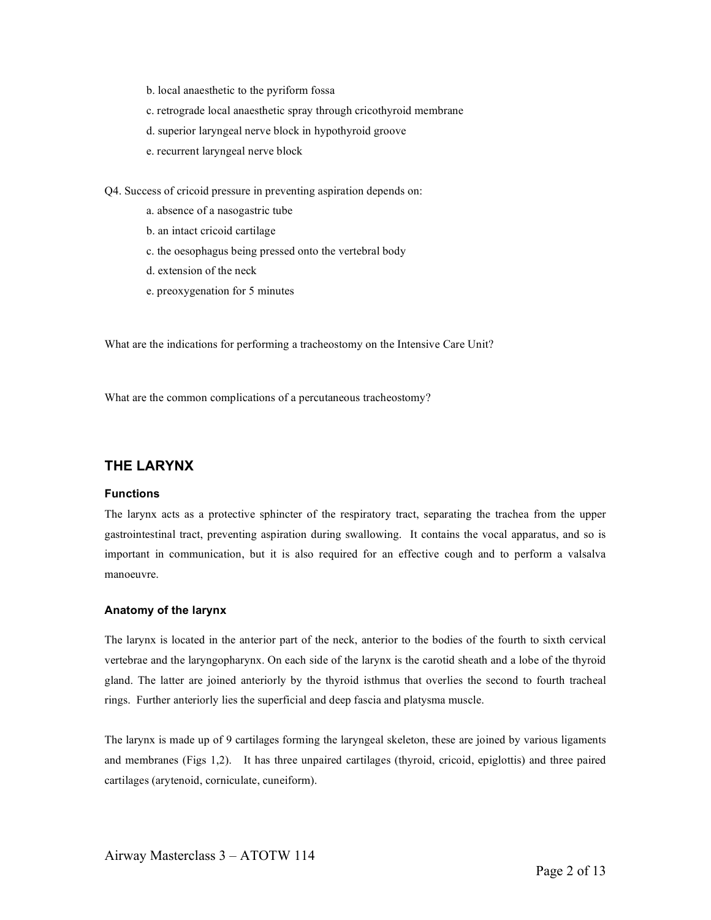b. local anaesthetic to the pyriform fossa

c. retrograde local anaesthetic spray through cricothyroid membrane

d. superior laryngeal nerve block in hypothyroid groove

e. recurrent laryngeal nerve block

Q4. Success of cricoid pressure in preventing aspiration depends on:

a. absence of a nasogastric tube

b. an intact cricoid cartilage

c. the oesophagus being pressed onto the vertebral body

d. extension of the neck

e. preoxygenation for 5 minutes

What are the indications for performing a tracheostomy on the Intensive Care Unit?

What are the common complications of a percutaneous tracheostomy?

## THE LARYNX

### Functions

The larynx acts as a protective sphincter of the respiratory tract, separating the trachea from the upper gastrointestinal tract, preventing aspiration during swallowing. It contains the vocal apparatus, and so is important in communication, but it is also required for an effective cough and to perform a valsalva manoeuvre.

### Anatomy of the larynx

The larynx is located in the anterior part of the neck, anterior to the bodies of the fourth to sixth cervical vertebrae and the laryngopharynx. On each side of the larynx is the carotid sheath and a lobe of the thyroid gland. The latter are joined anteriorly by the thyroid isthmus that overlies the second to fourth tracheal rings. Further anteriorly lies the superficial and deep fascia and platysma muscle.

The larynx is made up of 9 cartilages forming the laryngeal skeleton, these are joined by various ligaments and membranes (Figs 1,2). It has three unpaired cartilages (thyroid, cricoid, epiglottis) and three paired cartilages (arytenoid, corniculate, cuneiform).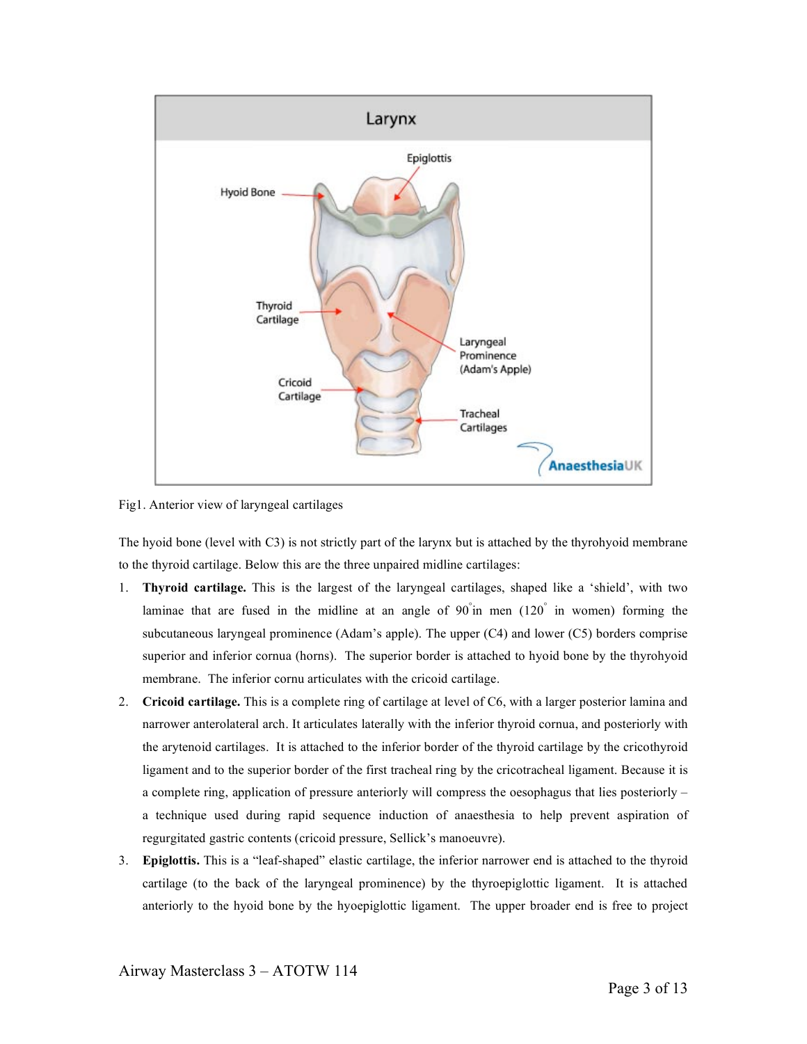Fig1. Anterior view of laryngeal cartilages

The hyoid bone (level with C3) is not strictly part of the larynx but is attached by the thyrohyoid membrane to the thyroid cartilage. Below this are the three unpaired midline cartilages:

1. **Thyroid cartilage.** This is the largest of the laryngeal cartilages, shaped like a 'shield', with two laminae that are fused in the midline at an angle of 90° in men (120° in women) forming the subcutaneous laryngeal prominence (Adam's apple). The upper (C4) and lower (C5) borders comprise superior and inferior cornua (horns). The superior border is attached to hyoid bone by the thyrohyoid membrane. The inferior cornu articulates with the cricoid cartilage.
2. **Cricoid cartilage.** This is a complete ring of cartilage at level of C6, with a larger posterior lamina and narrower anterolateral arch. It articulates laterally with the inferior thyroid cornua, and posteriorly with the arytenoid cartilages. It is attached to the inferior border of the thyroid cartilage by the cricothyroid ligament and to the superior border of the first tracheal ring by the cricotracheal ligament. Because it is a complete ring, application of pressure anteriorly will compress the oesophagus that lies posteriorly – a technique used during rapid sequence induction of anaesthesia to help prevent aspiration of regurgitated gastric contents (cricoid pressure, Sellick's manoeuvre).
3. **Epiglottis.** This is a "leaf-shaped" elastic cartilage, the inferior narrower end is attached to the thyroid cartilage (to the back of the laryngeal prominence) by the thyroepiglottic ligament. It is attached anteriorly to the hyoid bone by the hyoepiglottic ligament. The upper broader end is free to project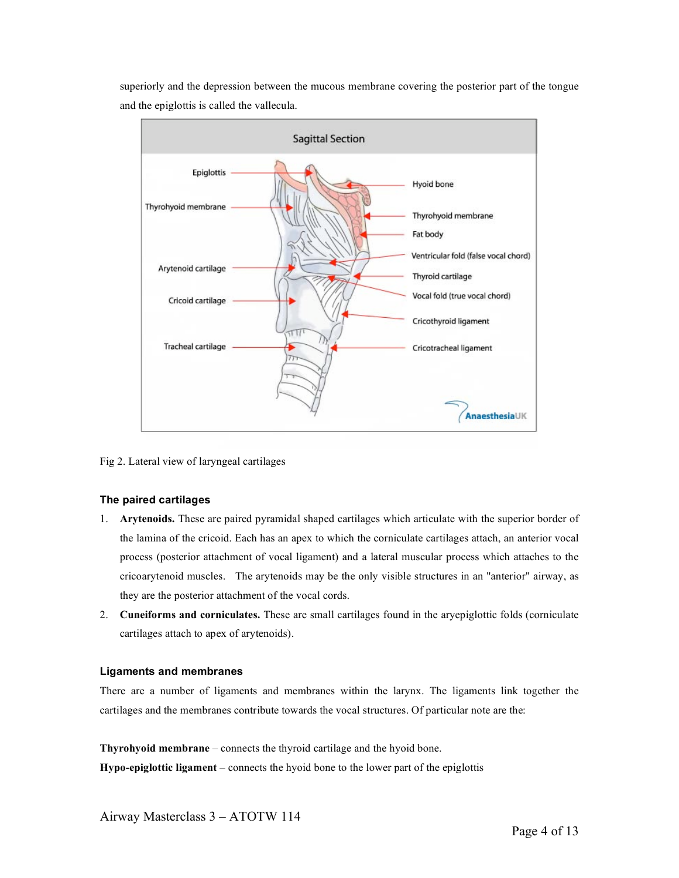superiorly and the depression between the mucous membrane covering the posterior part of the tongue and the epiglottis is called the vallecula.

Fig 2. Lateral view of laryngeal cartilages

### The paired cartilages

1. **Arytenoids.** These are paired pyramidal shaped cartilages which articulate with the superior border of the lamina of the cricoid. Each has an apex to which the corniculate cartilages attach, an anterior vocal process (posterior attachment of vocal ligament) and a lateral muscular process which attaches to the cricoarytenoid muscles. The arytenoids may be the only visible structures in an "anterior" airway, as they are the posterior attachment of the vocal cords.
2. **Cuneiforms and corniculates.** These are small cartilages found in the aryepiglottic folds (corniculate cartilages attach to apex of arytenoids).

### Ligaments and membranes

There are a number of ligaments and membranes within the larynx. The ligaments link together the cartilages and the membranes contribute towards the vocal structures. Of particular note are the:

**Thyrohyoid membrane** – connects the thyroid cartilage and the hyoid bone.
**Hypo-epiglottic ligament** – connects the hyoid bone to the lower part of the epiglottis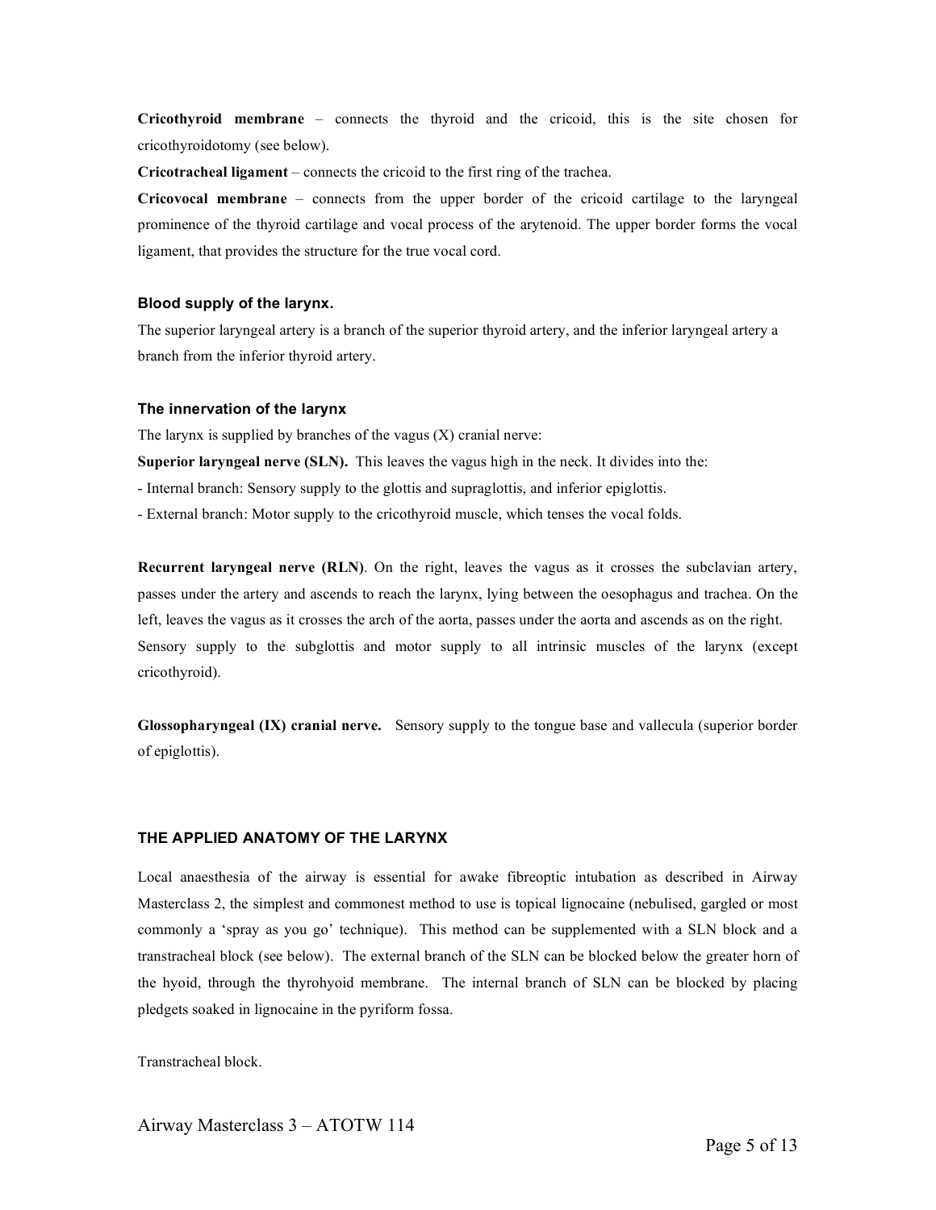**Cricothyroid membrane** – connects the thyroid and the cricoid, this is the site chosen for cricothyroidotomy (see below).

**Cricotracheal ligament** – connects the cricoid to the first ring of the trachea.

**Cricovocal membrane** – connects from the upper border of the cricoid cartilage to the laryngeal prominence of the thyroid cartilage and vocal process of the arytenoid. The upper border forms the vocal ligament, that provides the structure for the true vocal cord.

### Blood supply of the larynx.

The superior laryngeal artery is a branch of the superior thyroid artery, and the inferior laryngeal artery a branch from the inferior thyroid artery.

### The innervation of the larynx

The larynx is supplied by branches of the vagus (X) cranial nerve:

**Superior laryngeal nerve (SLN).** This leaves the vagus high in the neck. It divides into the:

- Internal branch: Sensory supply to the glottis and supraglottis, and inferior epiglottis.
- External branch: Motor supply to the cricothyroid muscle, which tenses the vocal folds.

**Recurrent laryngeal nerve (RLN)**. On the right, leaves the vagus as it crosses the subclavian artery, passes under the artery and ascends to reach the larynx, lying between the oesophagus and trachea. On the left, leaves the vagus as it crosses the arch of the aorta, passes under the aorta and ascends as on the right. Sensory supply to the subglottis and motor supply to all intrinsic muscles of the larynx (except cricothyroid).

**Glossopharyngeal (IX) cranial nerve.** Sensory supply to the tongue base and vallecula (superior border of epiglottis).

## THE APPLIED ANATOMY OF THE LARYNX

Local anaesthesia of the airway is essential for awake fibreoptic intubation as described in Airway Masterclass 2, the simplest and commonest method to use is topical lignocaine (nebulised, gargled or most commonly a 'spray as you go' technique). This method can be supplemented with a SLN block and a transtracheal block (see below). The external branch of the SLN can be blocked below the greater horn of the hyoid, through the thyrohyoid membrane. The internal branch of SLN can be blocked by placing pledgets soaked in lignocaine in the pyriform fossa.

Transtracheal block.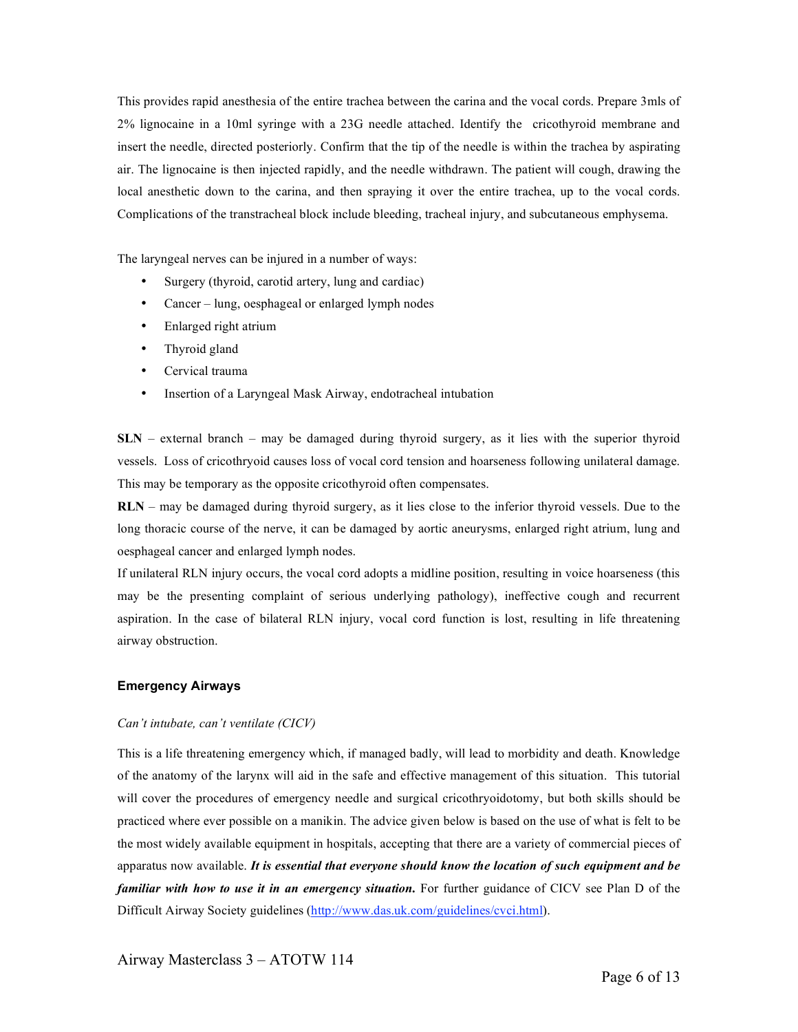This provides rapid anesthesia of the entire trachea between the carina and the vocal cords. Prepare 3mls of 2% lignocaine in a 10ml syringe with a 23G needle attached. Identify the cricothyroid membrane and insert the needle, directed posteriorly. Confirm that the tip of the needle is within the trachea by aspirating air. The lignocaine is then injected rapidly, and the needle withdrawn. The patient will cough, drawing the local anesthetic down to the carina, and then spraying it over the entire trachea, up to the vocal cords. Complications of the transtracheal block include bleeding, tracheal injury, and subcutaneous emphysema.

The laryngeal nerves can be injured in a number of ways:

- Surgery (thyroid, carotid artery, lung and cardiac)
- Cancer – lung, oesphageal or enlarged lymph nodes
- Enlarged right atrium
- Thyroid gland
- Cervical trauma
- Insertion of a Laryngeal Mask Airway, endotracheal intubation

**SLN** – external branch – may be damaged during thyroid surgery, as it lies with the superior thyroid vessels. Loss of cricothryoid causes loss of vocal cord tension and hoarseness following unilateral damage. This may be temporary as the opposite cricothyroid often compensates.

**RLN** – may be damaged during thyroid surgery, as it lies close to the inferior thyroid vessels. Due to the long thoracic course of the nerve, it can be damaged by aortic aneurysms, enlarged right atrium, lung and oesphageal cancer and enlarged lymph nodes.

If unilateral RLN injury occurs, the vocal cord adopts a midline position, resulting in voice hoarseness (this may be the presenting complaint of serious underlying pathology), ineffective cough and recurrent aspiration. In the case of bilateral RLN injury, vocal cord function is lost, resulting in life threatening airway obstruction.

### Emergency Airways

*Can't intubate, can't ventilate (CICV)*

This is a life threatening emergency which, if managed badly, will lead to morbidity and death. Knowledge of the anatomy of the larynx will aid in the safe and effective management of this situation. This tutorial will cover the procedures of emergency needle and surgical cricothryoidotomy, but both skills should be practiced where ever possible on a manikin. The advice given below is based on the use of what is felt to be the most widely available equipment in hospitals, accepting that there are a variety of commercial pieces of apparatus now available. ***It is essential that everyone should know the location of such equipment and be familiar with how to use it in an emergency situation.*** For further guidance of CICV see Plan D of the Difficult Airway Society guidelines (http://www.das.uk.com/guidelines/cvci.html).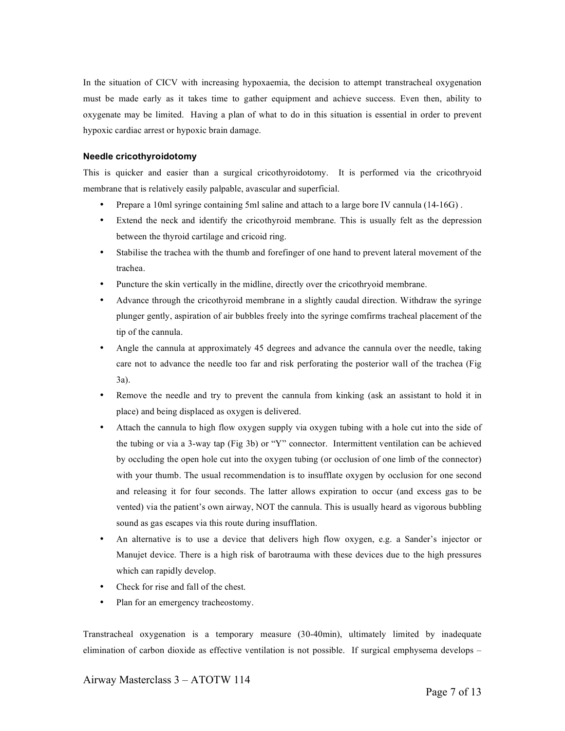In the situation of CICV with increasing hypoxaemia, the decision to attempt transtracheal oxygenation must be made early as it takes time to gather equipment and achieve success. Even then, ability to oxygenate may be limited. Having a plan of what to do in this situation is essential in order to prevent hypoxic cardiac arrest or hypoxic brain damage.

### Needle cricothyroidotomy

This is quicker and easier than a surgical cricothyroidotomy. It is performed via the cricothryoid membrane that is relatively easily palpable, avascular and superficial.

- Prepare a 10ml syringe containing 5ml saline and attach to a large bore IV cannula (14-16G) .
- Extend the neck and identify the cricothyroid membrane. This is usually felt as the depression between the thyroid cartilage and cricoid ring.
- Stabilise the trachea with the thumb and forefinger of one hand to prevent lateral movement of the trachea.
- Puncture the skin vertically in the midline, directly over the cricothryoid membrane.
- Advance through the cricothyroid membrane in a slightly caudal direction. Withdraw the syringe plunger gently, aspiration of air bubbles freely into the syringe comfirms tracheal placement of the tip of the cannula.
- Angle the cannula at approximately 45 degrees and advance the cannula over the needle, taking care not to advance the needle too far and risk perforating the posterior wall of the trachea (Fig 3a).
- Remove the needle and try to prevent the cannula from kinking (ask an assistant to hold it in place) and being displaced as oxygen is delivered.
- Attach the cannula to high flow oxygen supply via oxygen tubing with a hole cut into the side of the tubing or via a 3-way tap (Fig 3b) or "Y" connector. Intermittent ventilation can be achieved by occluding the open hole cut into the oxygen tubing (or occlusion of one limb of the connector) with your thumb. The usual recommendation is to insufflate oxygen by occlusion for one second and releasing it for four seconds. The latter allows expiration to occur (and excess gas to be vented) via the patient's own airway, NOT the cannula. This is usually heard as vigorous bubbling sound as gas escapes via this route during insufflation.
- An alternative is to use a device that delivers high flow oxygen, e.g. a Sander's injector or Manujet device. There is a high risk of barotrauma with these devices due to the high pressures which can rapidly develop.
- Check for rise and fall of the chest.
- Plan for an emergency tracheostomy.

Transtracheal oxygenation is a temporary measure (30-40min), ultimately limited by inadequate elimination of carbon dioxide as effective ventilation is not possible. If surgical emphysema develops –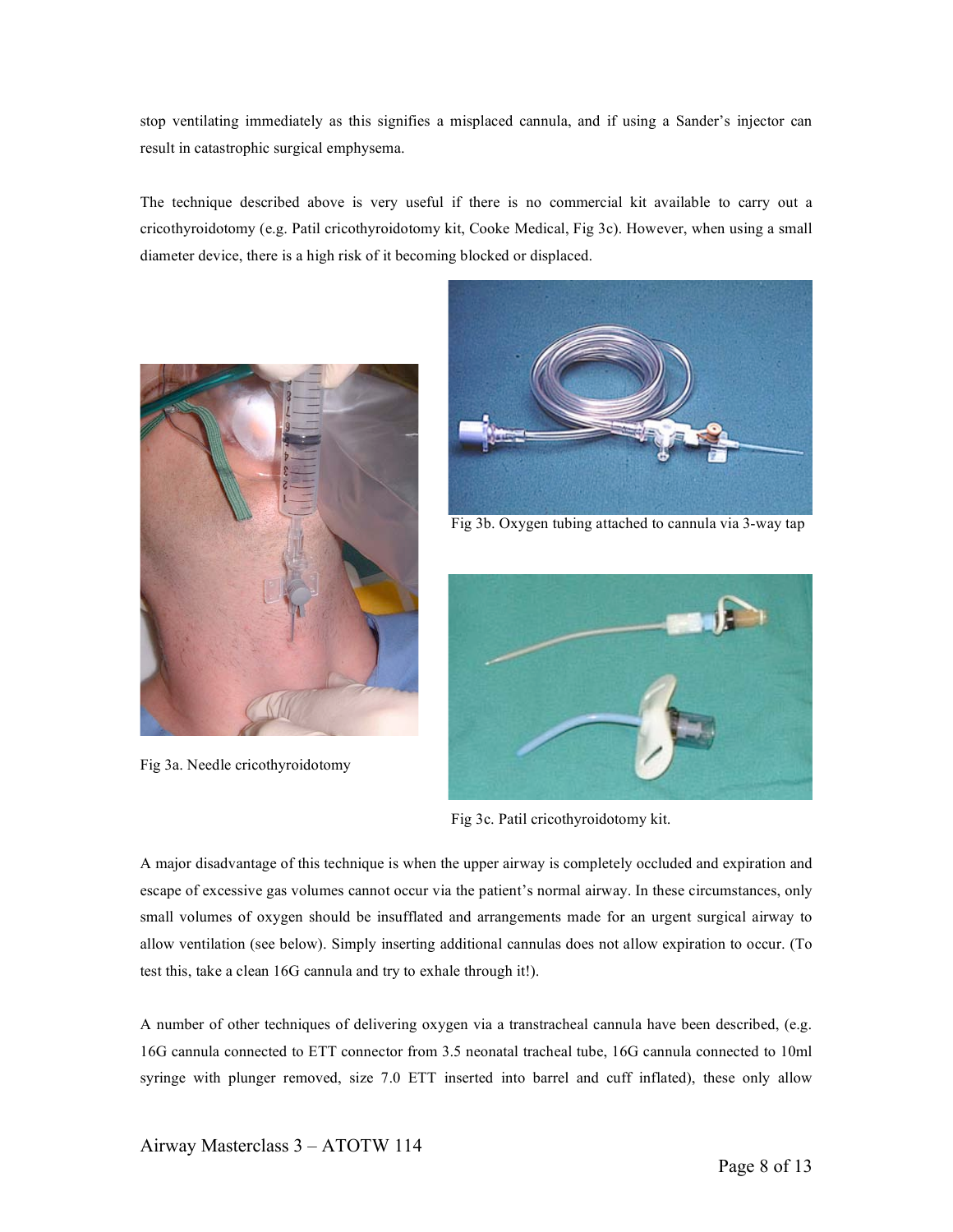stop ventilating immediately as this signifies a misplaced cannula, and if using a Sander's injector can result in catastrophic surgical emphysema.

The technique described above is very useful if there is no commercial kit available to carry out a cricothyroidotomy (e.g. Patil cricothyroidotomy kit, Cooke Medical, Fig 3c). However, when using a small diameter device, there is a high risk of it becoming blocked or displaced.

Fig 3a. Needle cricothyroidotomy

Fig 3b. Oxygen tubing attached to cannula via 3-way tap

Fig 3c. Patil cricothyroidotomy kit.

A major disadvantage of this technique is when the upper airway is completely occluded and expiration and escape of excessive gas volumes cannot occur via the patient's normal airway. In these circumstances, only small volumes of oxygen should be insufflated and arrangements made for an urgent surgical airway to allow ventilation (see below). Simply inserting additional cannulas does not allow expiration to occur. (To test this, take a clean 16G cannula and try to exhale through it!).

A number of other techniques of delivering oxygen via a transtracheal cannula have been described, (e.g. 16G cannula connected to ETT connector from 3.5 neonatal tracheal tube, 16G cannula connected to 10ml syringe with plunger removed, size 7.0 ETT inserted into barrel and cuff inflated), these only allow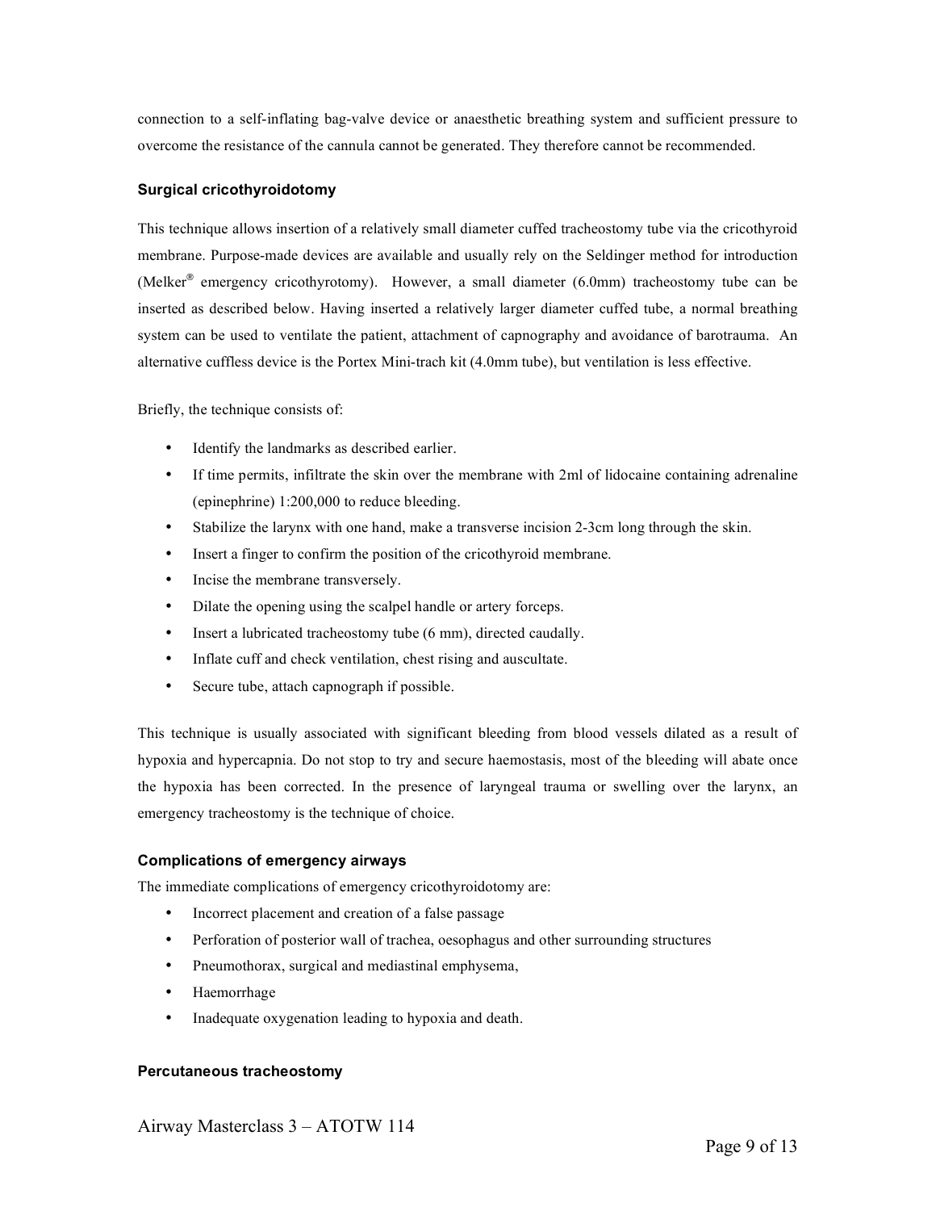connection to a self-inflating bag-valve device or anaesthetic breathing system and sufficient pressure to overcome the resistance of the cannula cannot be generated. They therefore cannot be recommended.

### Surgical cricothyroidotomy

This technique allows insertion of a relatively small diameter cuffed tracheostomy tube via the cricothyroid membrane. Purpose-made devices are available and usually rely on the Seldinger method for introduction (Melker® emergency cricothyrotomy). However, a small diameter (6.0mm) tracheostomy tube can be inserted as described below. Having inserted a relatively larger diameter cuffed tube, a normal breathing system can be used to ventilate the patient, attachment of capnography and avoidance of barotrauma. An alternative cuffless device is the Portex Mini-trach kit (4.0mm tube), but ventilation is less effective.

Briefly, the technique consists of:

- Identify the landmarks as described earlier.
- If time permits, infiltrate the skin over the membrane with 2ml of lidocaine containing adrenaline (epinephrine) 1:200,000 to reduce bleeding.
- Stabilize the larynx with one hand, make a transverse incision 2-3cm long through the skin.
- Insert a finger to confirm the position of the cricothyroid membrane.
- Incise the membrane transversely.
- Dilate the opening using the scalpel handle or artery forceps.
- Insert a lubricated tracheostomy tube (6 mm), directed caudally.
- Inflate cuff and check ventilation, chest rising and auscultate.
- Secure tube, attach capnograph if possible.

This technique is usually associated with significant bleeding from blood vessels dilated as a result of hypoxia and hypercapnia. Do not stop to try and secure haemostasis, most of the bleeding will abate once the hypoxia has been corrected. In the presence of laryngeal trauma or swelling over the larynx, an emergency tracheostomy is the technique of choice.

### Complications of emergency airways

The immediate complications of emergency cricothyroidotomy are:

- Incorrect placement and creation of a false passage
- Perforation of posterior wall of trachea, oesophagus and other surrounding structures
- Pneumothorax, surgical and mediastinal emphysema,
- Haemorrhage
- Inadequate oxygenation leading to hypoxia and death.

### Percutaneous tracheostomy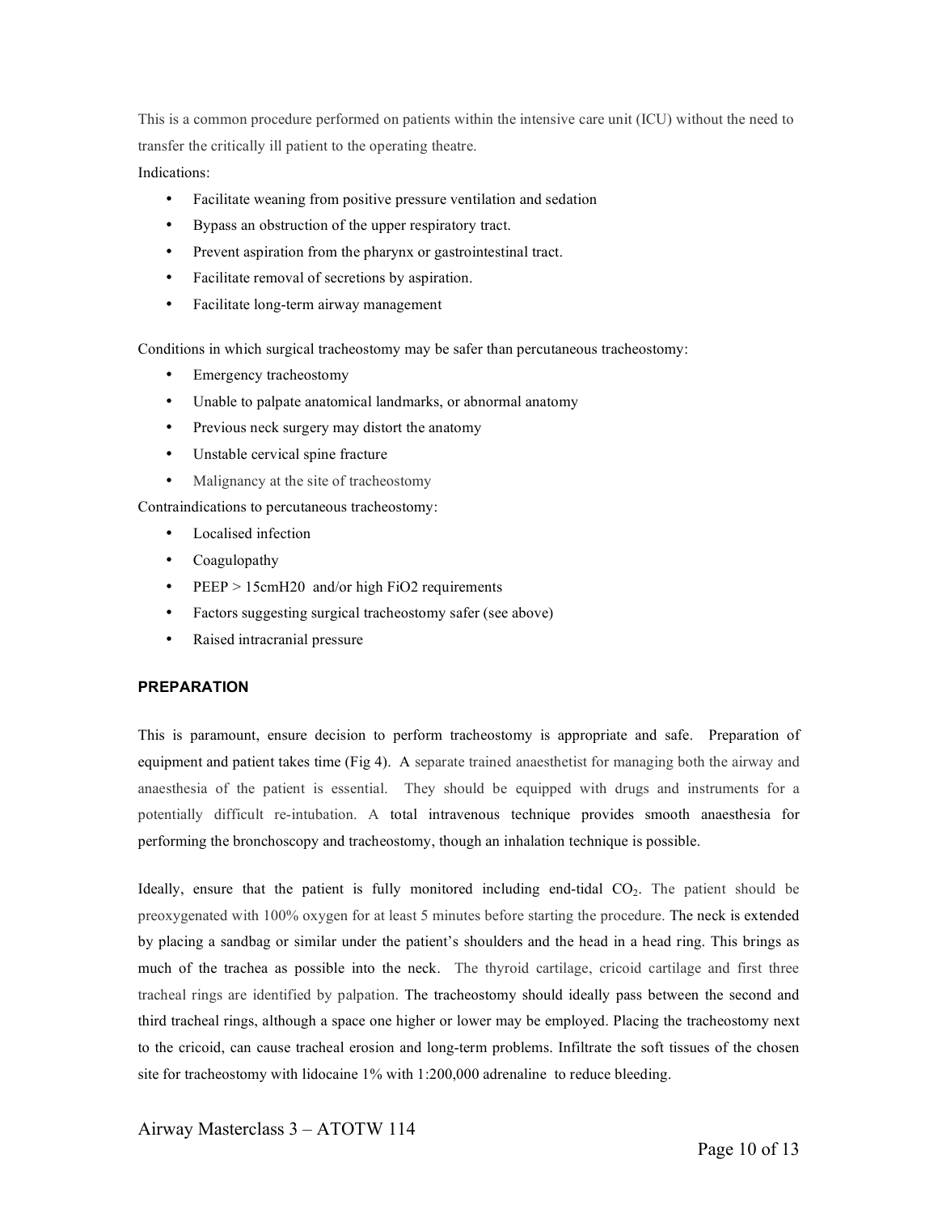This is a common procedure performed on patients within the intensive care unit (ICU) without the need to transfer the critically ill patient to the operating theatre.

Indications:

- Facilitate weaning from positive pressure ventilation and sedation
- Bypass an obstruction of the upper respiratory tract.
- Prevent aspiration from the pharynx or gastrointestinal tract.
- Facilitate removal of secretions by aspiration.
- Facilitate long-term airway management

Conditions in which surgical tracheostomy may be safer than percutaneous tracheostomy:

- Emergency tracheostomy
- Unable to palpate anatomical landmarks, or abnormal anatomy
- Previous neck surgery may distort the anatomy
- Unstable cervical spine fracture
- Malignancy at the site of tracheostomy

Contraindications to percutaneous tracheostomy:

- Localised infection
- Coagulopathy
- PEEP > 15cmH20 and/or high FiO2 requirements
- Factors suggesting surgical tracheostomy safer (see above)
- Raised intracranial pressure

### PREPARATION

This is paramount, ensure decision to perform tracheostomy is appropriate and safe. Preparation of equipment and patient takes time (Fig 4). A separate trained anaesthetist for managing both the airway and anaesthesia of the patient is essential. They should be equipped with drugs and instruments for a potentially difficult re-intubation. A total intravenous technique provides smooth anaesthesia for performing the bronchoscopy and tracheostomy, though an inhalation technique is possible.

Ideally, ensure that the patient is fully monitored including end-tidal $CO_2$. The patient should be preoxygenated with 100% oxygen for at least 5 minutes before starting the procedure. The neck is extended by placing a sandbag or similar under the patient's shoulders and the head in a head ring. This brings as much of the trachea as possible into the neck. The thyroid cartilage, cricoid cartilage and first three tracheal rings are identified by palpation. The tracheostomy should ideally pass between the second and third tracheal rings, although a space one higher or lower may be employed. Placing the tracheostomy next to the cricoid, can cause tracheal erosion and long-term problems. Infiltrate the soft tissues of the chosen site for tracheostomy with lidocaine 1% with 1:200,000 adrenaline to reduce bleeding.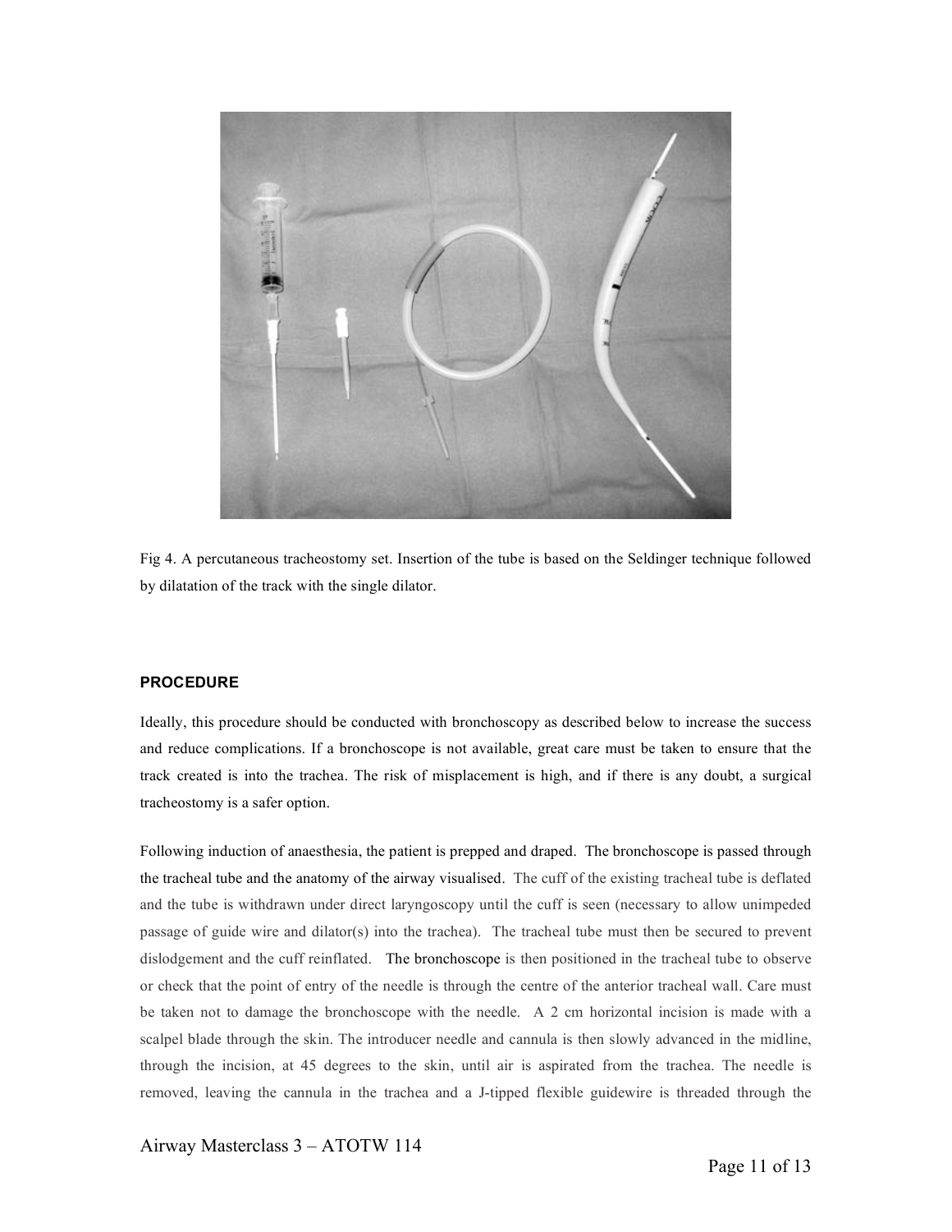Fig 4. A percutaneous tracheostomy set. Insertion of the tube is based on the Seldinger technique followed by dilatation of the track with the single dilator.

**PROCEDURE**

Ideally, this procedure should be conducted with bronchoscopy as described below to increase the success and reduce complications. If a bronchoscope is not available, great care must be taken to ensure that the track created is into the trachea. The risk of misplacement is high, and if there is any doubt, a surgical tracheostomy is a safer option.

Following induction of anaesthesia, the patient is prepped and draped. The bronchoscope is passed through the tracheal tube and the anatomy of the airway visualised. The cuff of the existing tracheal tube is deflated and the tube is withdrawn under direct laryngoscopy until the cuff is seen (necessary to allow unimpeded passage of guide wire and dilator(s) into the trachea). The tracheal tube must then be secured to prevent dislodgement and the cuff reinflated. The bronchoscope is then positioned in the tracheal tube to observe or check that the point of entry of the needle is through the centre of the anterior tracheal wall. Care must be taken not to damage the bronchoscope with the needle. A 2 cm horizontal incision is made with a scalpel blade through the skin. The introducer needle and cannula is then slowly advanced in the midline, through the incision, at 45 degrees to the skin, until air is aspirated from the trachea. The needle is removed, leaving the cannula in the trachea and a J-tipped flexible guidewire is threaded through the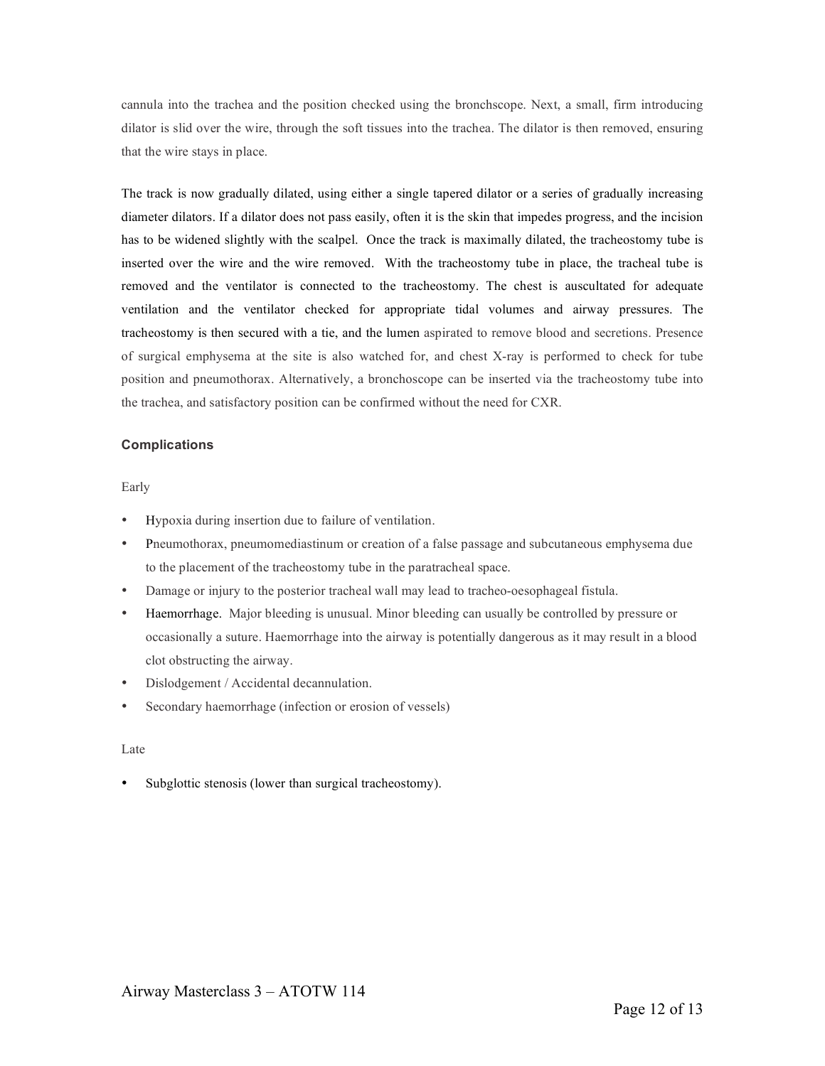cannula into the trachea and the position checked using the bronchscope. Next, a small, firm introducing dilator is slid over the wire, through the soft tissues into the trachea. The dilator is then removed, ensuring that the wire stays in place.

The track is now gradually dilated, using either a single tapered dilator or a series of gradually increasing diameter dilators. If a dilator does not pass easily, often it is the skin that impedes progress, and the incision has to be widened slightly with the scalpel. Once the track is maximally dilated, the tracheostomy tube is inserted over the wire and the wire removed. With the tracheostomy tube in place, the tracheal tube is removed and the ventilator is connected to the tracheostomy. The chest is auscultated for adequate ventilation and the ventilator checked for appropriate tidal volumes and airway pressures. The tracheostomy is then secured with a tie, and the lumen aspirated to remove blood and secretions. Presence of surgical emphysema at the site is also watched for, and chest X-ray is performed to check for tube position and pneumothorax. Alternatively, a bronchoscope can be inserted via the tracheostomy tube into the trachea, and satisfactory position can be confirmed without the need for CXR.

### Complications

Early

- Hypoxia during insertion due to failure of ventilation.
- Pneumothorax, pneumomediastinum or creation of a false passage and subcutaneous emphysema due to the placement of the tracheostomy tube in the paratracheal space.
- Damage or injury to the posterior tracheal wall may lead to tracheo-oesophageal fistula.
- Haemorrhage. Major bleeding is unusual. Minor bleeding can usually be controlled by pressure or occasionally a suture. Haemorrhage into the airway is potentially dangerous as it may result in a blood clot obstructing the airway.
- Dislodgement / Accidental decannulation.
- Secondary haemorrhage (infection or erosion of vessels)

Late

- Subglottic stenosis (lower than surgical tracheostomy).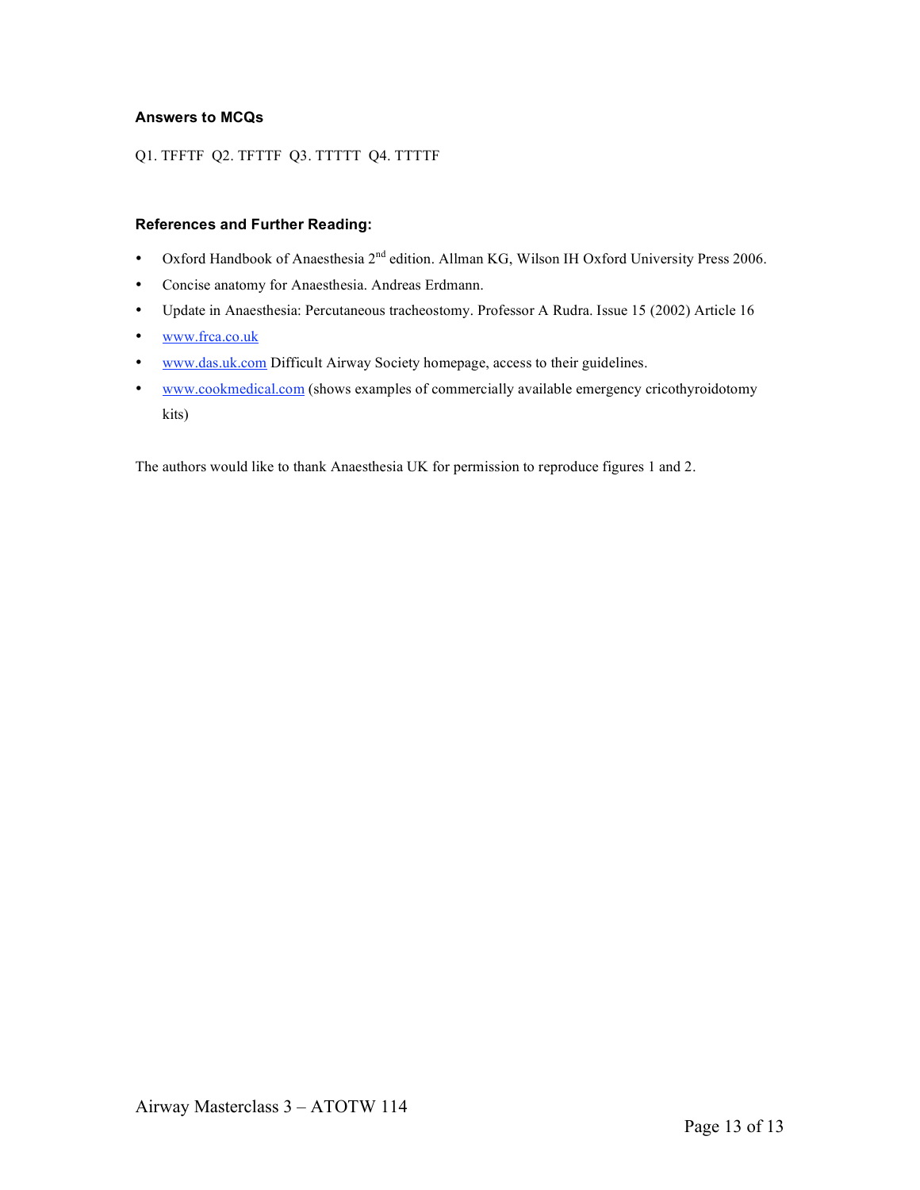### Answers to MCQs

Q1. TFFTF Q2. TFTTF Q3. TTTTT Q4. TTTTF

### References and Further Reading:

- Oxford Handbook of Anaesthesia 2nd edition. Allman KG, Wilson IH Oxford University Press 2006.
- Concise anatomy for Anaesthesia. Andreas Erdmann.
- Update in Anaesthesia: Percutaneous tracheostomy. Professor A Rudra. Issue 15 (2002) Article 16
- www.frca.co.uk
- www.das.uk.com Difficult Airway Society homepage, access to their guidelines.
- www.cookmedical.com (shows examples of commercially available emergency cricothyroidotomy kits)

The authors would like to thank Anaesthesia UK for permission to reproduce figures 1 and 2.